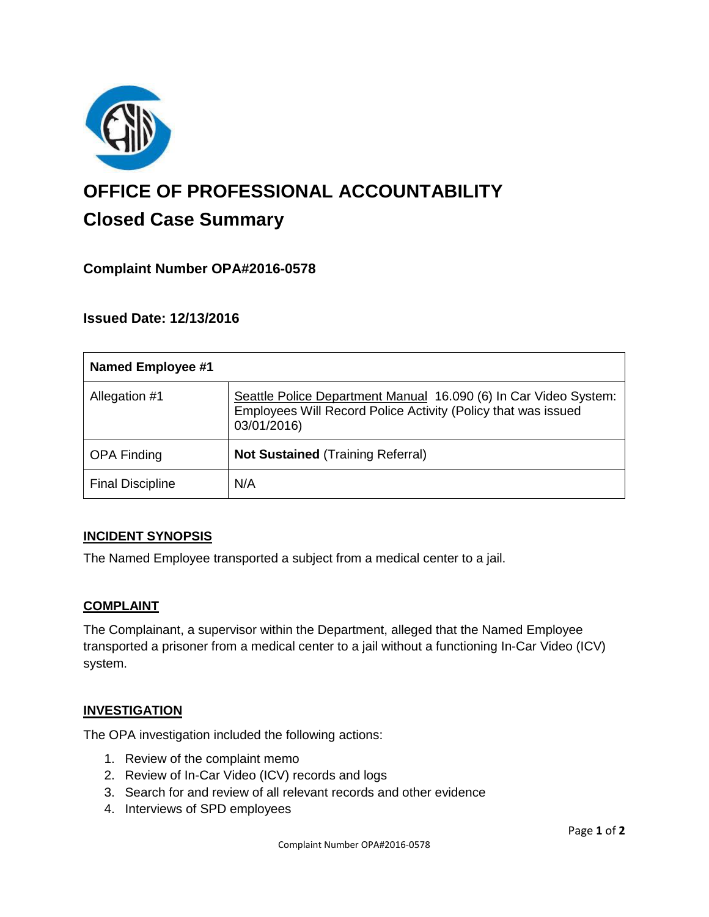# OFFICE OF PROFESSIONAL ACCOUNTABILITY

## Closed Case Summary

### Complaint Number OPA#2016-0578

### Issued Date: 12/13/2016

| Named Employee #1 | |
|---|---|
| Allegation #1 | Seattle Police Department Manual 16.090 (6) In Car Video System: Employees Will Record Police Activity (Policy that was issued 03/01/2016) |
| OPA Finding | **Not Sustained** (Training Referral) |
| Final Discipline | N/A |

#### INCIDENT SYNOPSIS

The Named Employee transported a subject from a medical center to a jail.

#### COMPLAINT

The Complainant, a supervisor within the Department, alleged that the Named Employee transported a prisoner from a medical center to a jail without a functioning In-Car Video (ICV) system.

#### INVESTIGATION

The OPA investigation included the following actions:

1. Review of the complaint memo
2. Review of In-Car Video (ICV) records and logs
3. Search for and review of all relevant records and other evidence
4. Interviews of SPD employees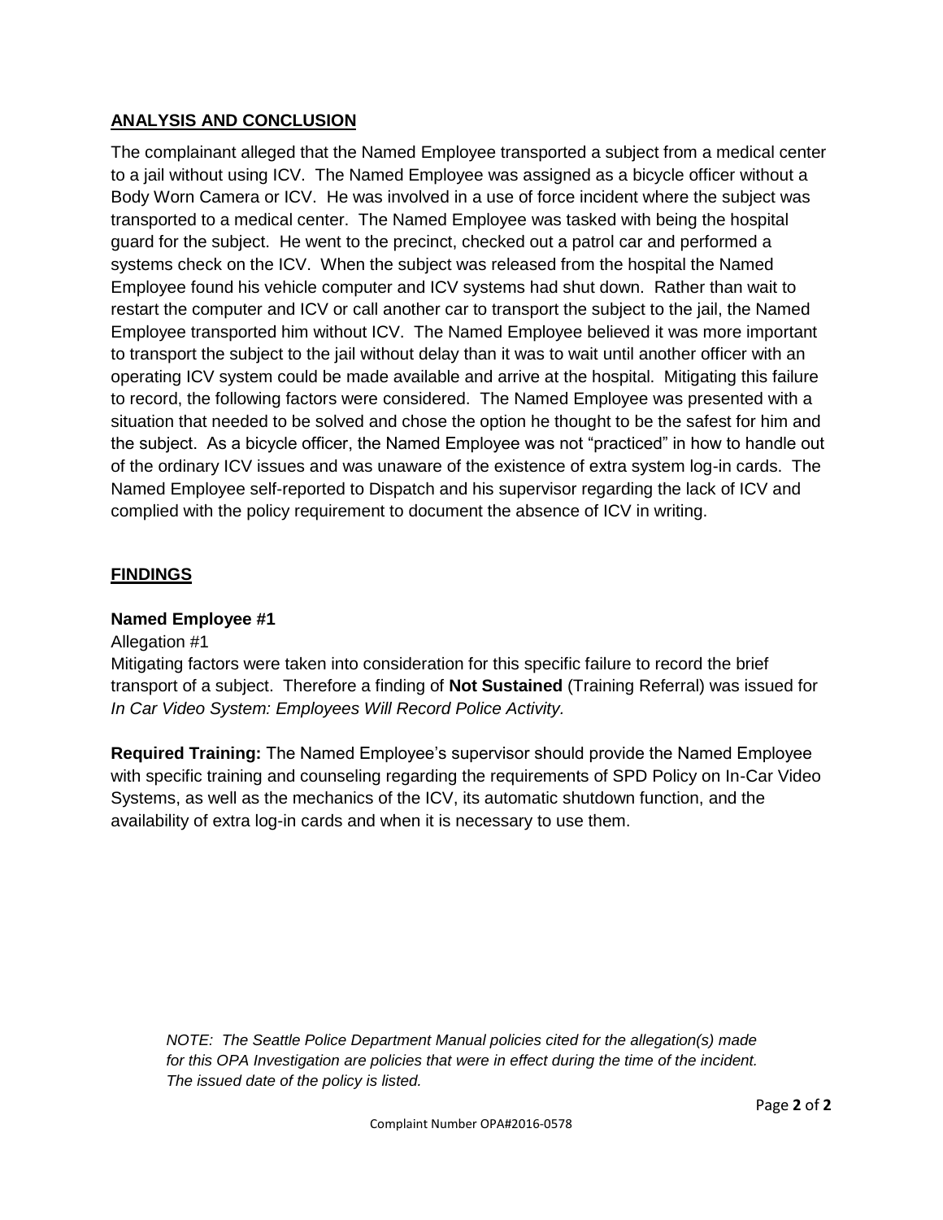## ANALYSIS AND CONCLUSION

The complainant alleged that the Named Employee transported a subject from a medical center to a jail without using ICV. The Named Employee was assigned as a bicycle officer without a Body Worn Camera or ICV. He was involved in a use of force incident where the subject was transported to a medical center. The Named Employee was tasked with being the hospital guard for the subject. He went to the precinct, checked out a patrol car and performed a systems check on the ICV. When the subject was released from the hospital the Named Employee found his vehicle computer and ICV systems had shut down. Rather than wait to restart the computer and ICV or call another car to transport the subject to the jail, the Named Employee transported him without ICV. The Named Employee believed it was more important to transport the subject to the jail without delay than it was to wait until another officer with an operating ICV system could be made available and arrive at the hospital. Mitigating this failure to record, the following factors were considered. The Named Employee was presented with a situation that needed to be solved and chose the option he thought to be the safest for him and the subject. As a bicycle officer, the Named Employee was not "practiced" in how to handle out of the ordinary ICV issues and was unaware of the existence of extra system log-in cards. The Named Employee self-reported to Dispatch and his supervisor regarding the lack of ICV and complied with the policy requirement to document the absence of ICV in writing.

## FINDINGS

**Named Employee #1**

Allegation #1

Mitigating factors were taken into consideration for this specific failure to record the brief transport of a subject. Therefore a finding of **Not Sustained** (Training Referral) was issued for *In Car Video System: Employees Will Record Police Activity.*

**Required Training:** The Named Employee's supervisor should provide the Named Employee with specific training and counseling regarding the requirements of SPD Policy on In-Car Video Systems, as well as the mechanics of the ICV, its automatic shutdown function, and the availability of extra log-in cards and when it is necessary to use them.

*NOTE: The Seattle Police Department Manual policies cited for the allegation(s) made for this OPA Investigation are policies that were in effect during the time of the incident. The issued date of the policy is listed.*

Complaint Number OPA#2016-0578